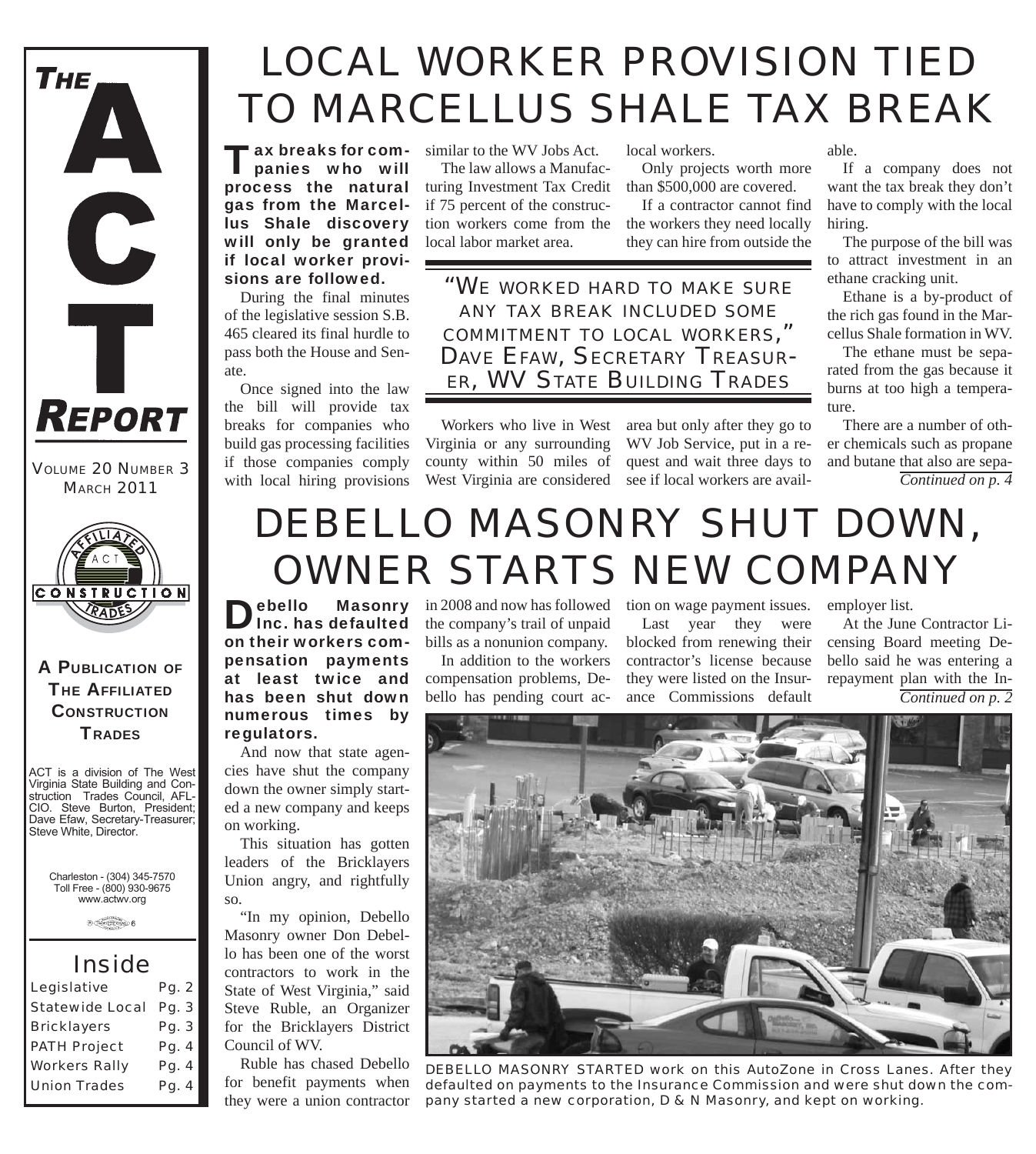# THE ACT REPORT

VOLUME 20 NUMBER 3
MARCH 2011

A PUBLICATION OF THE AFFILIATED CONSTRUCTION TRADES

ACT is a division of The West Virginia State Building and Construction Trades Council, AFL-CIO. Steve Burton, President; Dave Efaw, Secretary-Treasurer; Steve White, Director.

Charleston - (304) 345-7570
Toll Free - (800) 930-9675
www.actwv.org

## Inside

| | |
|---|---|
| Legislative | Pg. 2 |
| Statewide Local | Pg. 3 |
| Bricklayers | Pg. 3 |
| PATH Project | Pg. 4 |
| Workers Rally | Pg. 4 |
| Union Trades | Pg. 4 |

# LOCAL WORKER PROVISION TIED TO MARCELLUS SHALE TAX BREAK

**Tax breaks for companies who will process the natural gas from the Marcellus Shale discovery will only be granted if local worker provisions are followed.**

During the final minutes of the legislative session S.B. 465 cleared its final hurdle to pass both the House and Senate.

Once signed into the law the bill will provide tax breaks for companies who build gas processing facilities if those companies comply with local hiring provisions similar to the WV Jobs Act.

The law allows a Manufacturing Investment Tax Credit if 75 percent of the construction workers come from the local labor market area.

> "WE WORKED HARD TO MAKE SURE ANY TAX BREAK INCLUDED SOME COMMITMENT TO LOCAL WORKERS," DAVE EFAW, SECRETARY TREASURER, WV STATE BUILDING TRADES

Workers who live in West Virginia or any surrounding county within 50 miles of West Virginia are considered local workers.

Only projects worth more than $500,000 are covered.

If a contractor cannot find the workers they need locally they can hire from outside the area but only after they go to WV Job Service, put in a request and wait three days to see if local workers are available.

If a company does not want the tax break they don't have to comply with the local hiring.

The purpose of the bill was to attract investment in an ethane cracking unit.

Ethane is a by-product of the rich gas found in the Marcellus Shale formation in WV.

The ethane must be separated from the gas because it burns at too high a temperature.

There are a number of other chemicals such as propane and butane that also are sepa-

*Continued on p. 4*

# DEBELLO MASONRY SHUT DOWN, OWNER STARTS NEW COMPANY

**Debello Masonry Inc. has defaulted on their workers compensation payments at least twice and has been shut down numerous times by regulators.**

And now that state agencies have shut the company down the owner simply started a new company and keeps on working.

This situation has gotten leaders of the Bricklayers Union angry, and rightfully so.

"In my opinion, Debello Masonry owner Don Debello has been one of the worst contractors to work in the State of West Virginia," said Steve Ruble, an Organizer for the Bricklayers District Council of WV.

Ruble has chased Debello for benefit payments when they were a union contractor in 2008 and now has followed the company's trail of unpaid bills as a nonunion company.

In addition to the workers compensation problems, Debello has pending court action on wage payment issues.

Last year they were blocked from renewing their contractor's license because they were listed on the Insurance Commissions default employer list.

At the June Contractor Licensing Board meeting Debello said he was entering a repayment plan with the In-

*Continued on p. 2*

DEBELLO MASONRY STARTED work on this AutoZone in Cross Lanes. After they defaulted on payments to the Insurance Commission and were shut down the company started a new corporation, D & N Masonry, and kept on working.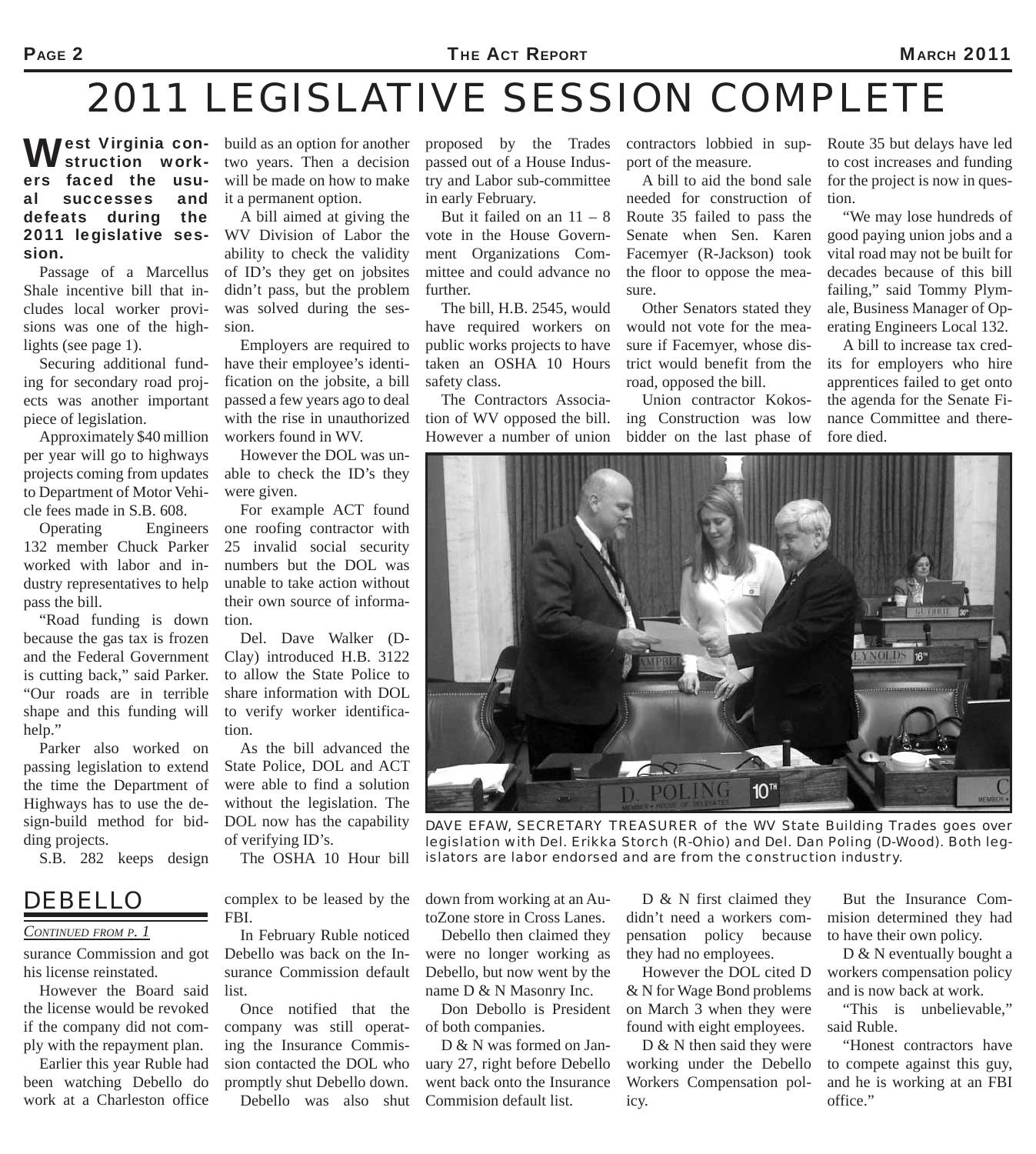# 2011 LEGISLATIVE SESSION COMPLETE

**West Virginia construction workers faced the usual successes and defeats during the 2011 legislative session.**

Passage of a Marcellus Shale incentive bill that includes local worker provisions was one of the highlights (see page 1).

Securing additional funding for secondary road projects was another important piece of legislation.

Approximately $40 million per year will go to highways projects coming from updates to Department of Motor Vehicle fees made in S.B. 608.

Operating Engineers 132 member Chuck Parker worked with labor and industry representatives to help pass the bill.

"Road funding is down because the gas tax is frozen and the Federal Government is cutting back," said Parker. "Our roads are in terrible shape and this funding will help."

Parker also worked on passing legislation to extend the time the Department of Highways has to use the design-build method for bidding projects.

S.B. 282 keeps design build as an option for another two years. Then a decision will be made on how to make it a permanent option.

A bill aimed at giving the WV Division of Labor the ability to check the validity of ID's they get on jobsites didn't pass, but the problem was solved during the session.

Employers are required to have their employee's identification on the jobsite, a bill passed a few years ago to deal with the rise in unauthorized workers found in WV.

However the DOL was unable to check the ID's they were given.

For example ACT found one roofing contractor with 25 invalid social security numbers but the DOL was unable to take action without their own source of information.

Del. Dave Walker (D-Clay) introduced H.B. 3122 to allow the State Police to share information with DOL to verify worker identification.

As the bill advanced the State Police, DOL and ACT were able to find a solution without the legislation. The DOL now has the capability of verifying ID's.

The OSHA 10 Hour bill proposed by the Trades passed out of a House Industry and Labor sub-committee in early February.

But it failed on an 11 – 8 vote in the House Government Organizations Committee and could advance no further.

The bill, H.B. 2545, would have required workers on public works projects to have taken an OSHA 10 Hours safety class.

The Contractors Association of WV opposed the bill. However a number of union contractors lobbied in support of the measure.

A bill to aid the bond sale needed for construction of Route 35 failed to pass the Senate when Sen. Karen Facemyer (R-Jackson) took the floor to oppose the measure.

Other Senators stated they would not vote for the measure if Facemyer, whose district would benefit from the road, opposed the bill.

Union contractor Kokosing Construction was low bidder on the last phase of Route 35 but delays have led to cost increases and funding for the project is now in question.

"We may lose hundreds of good paying union jobs and a vital road may not be built for decades because of this bill failing," said Tommy Plymale, Business Manager of Operating Engineers Local 132.

A bill to increase tax credits for employers who hire apprentices failed to get onto the agenda for the Senate Finance Committee and therefore died.

DAVE EFAW, SECRETARY TREASURER of the WV State Building Trades goes over legislation with Del. Erikka Storch (R-Ohio) and Del. Dan Poling (D-Wood). Both legislators are labor endorsed and are from the construction industry.

## DEBELLO

*CONTINUED FROM P. 1*

surance Commission and got his license reinstated.

However the Board said the license would be revoked if the company did not comply with the repayment plan.

Earlier this year Ruble had been watching Debello do work at a Charleston office complex to be leased by the FBI.

In February Ruble noticed Debello was back on the Insurance Commission default list.

Once notified that the company was still operating the Insurance Commission contacted the DOL who promptly shut Debello down.

Debello was also shut down from working at an AutoZone store in Cross Lanes.

Debello then claimed they were no longer working as Debello, but now went by the name D & N Masonry Inc.

Don Debollo is President of both companies.

D & N was formed on January 27, right before Debello went back onto the Insurance Commision default list.

D & N first claimed they didn't need a workers compensation policy because they had no employees.

However the DOL cited D & N for Wage Bond problems on March 3 when they were found with eight employees.

D & N then said they were working under the Debello Workers Compensation policy.

But the Insurance Commision determined they had to have their own policy.

D & N eventually bought a workers compensation policy and is now back at work.

"This is unbelievable," said Ruble.

"Honest contractors have to compete against this guy, and he is working at an FBI office."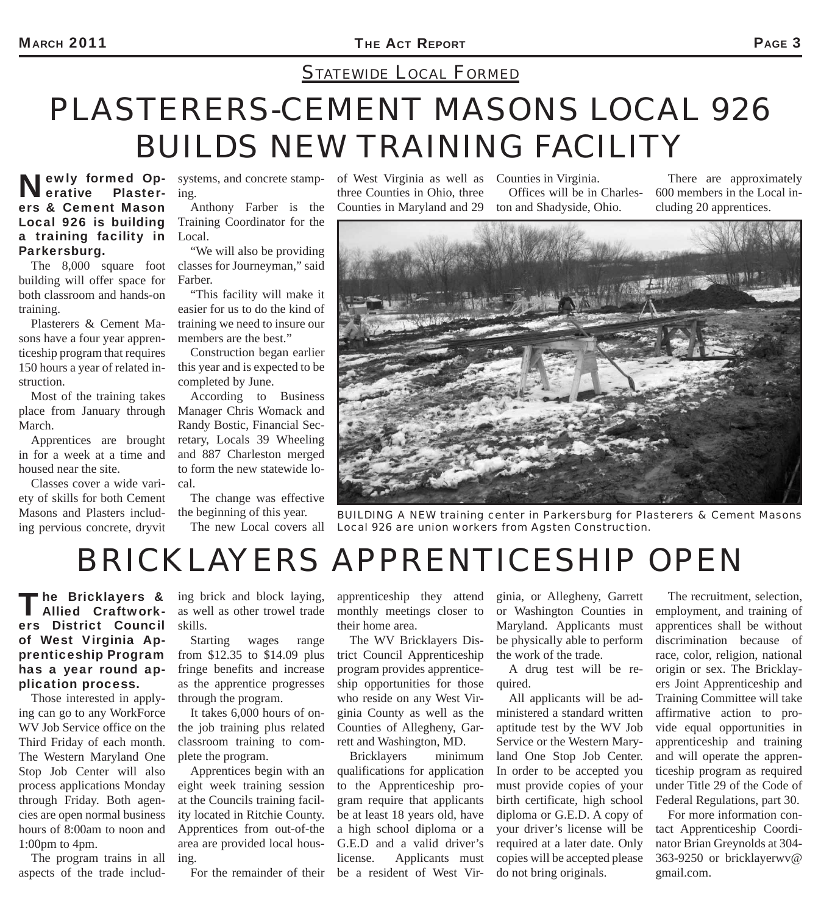## STATEWIDE LOCAL FORMED

# PLASTERERS-CEMENT MASONS LOCAL 926 BUILDS NEW TRAINING FACILITY

**Newly formed Operative Plasterers & Cement Mason Local 926 is building a training facility in Parkersburg.**

The 8,000 square foot building will offer space for both classroom and hands-on training.

Plasterers & Cement Masons have a four year apprenticeship program that requires 150 hours a year of related instruction.

Most of the training takes place from January through March.

Apprentices are brought in for a week at a time and housed near the site.

Classes cover a wide variety of skills for both Cement Masons and Plasters including pervious concrete, dryvit systems, and concrete stamping.

Anthony Farber is the Training Coordinator for the Local.

"We will also be providing classes for Journeyman," said Farber.

"This facility will make it easier for us to do the kind of training we need to insure our members are the best."

Construction began earlier this year and is expected to be completed by June.

According to Business Manager Chris Womack and Randy Bostic, Financial Secretary, Locals 39 Wheeling and 887 Charleston merged to form the new statewide local.

The change was effective the beginning of this year.

The new Local covers all of West Virginia as well as three Counties in Ohio, three Counties in Maryland and 29 Counties in Virginia.

Offices will be in Charleston and Shadyside, Ohio.

There are approximately 600 members in the Local including 20 apprentices.

BUILDING A NEW training center in Parkersburg for Plasterers & Cement Masons Local 926 are union workers from Agsten Construction.

# BRICKLAYERS APPRENTICESHIP OPEN

**The Bricklayers & Allied Craftworkers District Council of West Virginia Apprenticeship Program has a year round application process.**

Those interested in applying can go to any WorkForce WV Job Service office on the Third Friday of each month. The Western Maryland One Stop Job Center will also process applications Monday through Friday. Both agencies are open normal business hours of 8:00am to noon and 1:00pm to 4pm.

The program trains in all aspects of the trade including brick and block laying, as well as other trowel trade skills.

Starting wages range from $12.35 to $14.09 plus fringe benefits and increase as the apprentice progresses through the program.

It takes 6,000 hours of on-the job training plus related classroom training to complete the program.

Apprentices begin with an eight week training session at the Councils training facility located in Ritchie County. Apprentices from out-of-the area are provided local housing.

For the remainder of their apprenticeship they attend monthly meetings closer to their home area.

The WV Bricklayers District Council Apprenticeship program provides apprenticeship opportunities for those who reside on any West Virginia County as well as the Counties of Allegheny, Garrett and Washington, MD.

Bricklayers minimum qualifications for application to the Apprenticeship program require that applicants be at least 18 years old, have a high school diploma or a G.E.D and a valid driver's license. Applicants must be a resident of West Virginia, or Allegheny, Garrett or Washington Counties in Maryland. Applicants must be physically able to perform the work of the trade.

A drug test will be required.

All applicants will be administered a standard written aptitude test by the WV Job Service or the Western Maryland One Stop Job Center. In order to be accepted you must provide copies of your birth certificate, high school diploma or G.E.D. A copy of your driver's license will be required at a later date. Only copies will be accepted please do not bring originals.

The recruitment, selection, employment, and training of apprentices shall be without discrimination because of race, color, religion, national origin or sex. The Bricklayers Joint Apprenticeship and Training Committee will take affirmative action to provide equal opportunities in apprenticeship and training and will operate the apprenticeship program as required under Title 29 of the Code of Federal Regulations, part 30.

For more information contact Apprenticeship Coordinator Brian Greynolds at 304-363-9250 or bricklayerwv@gmail.com.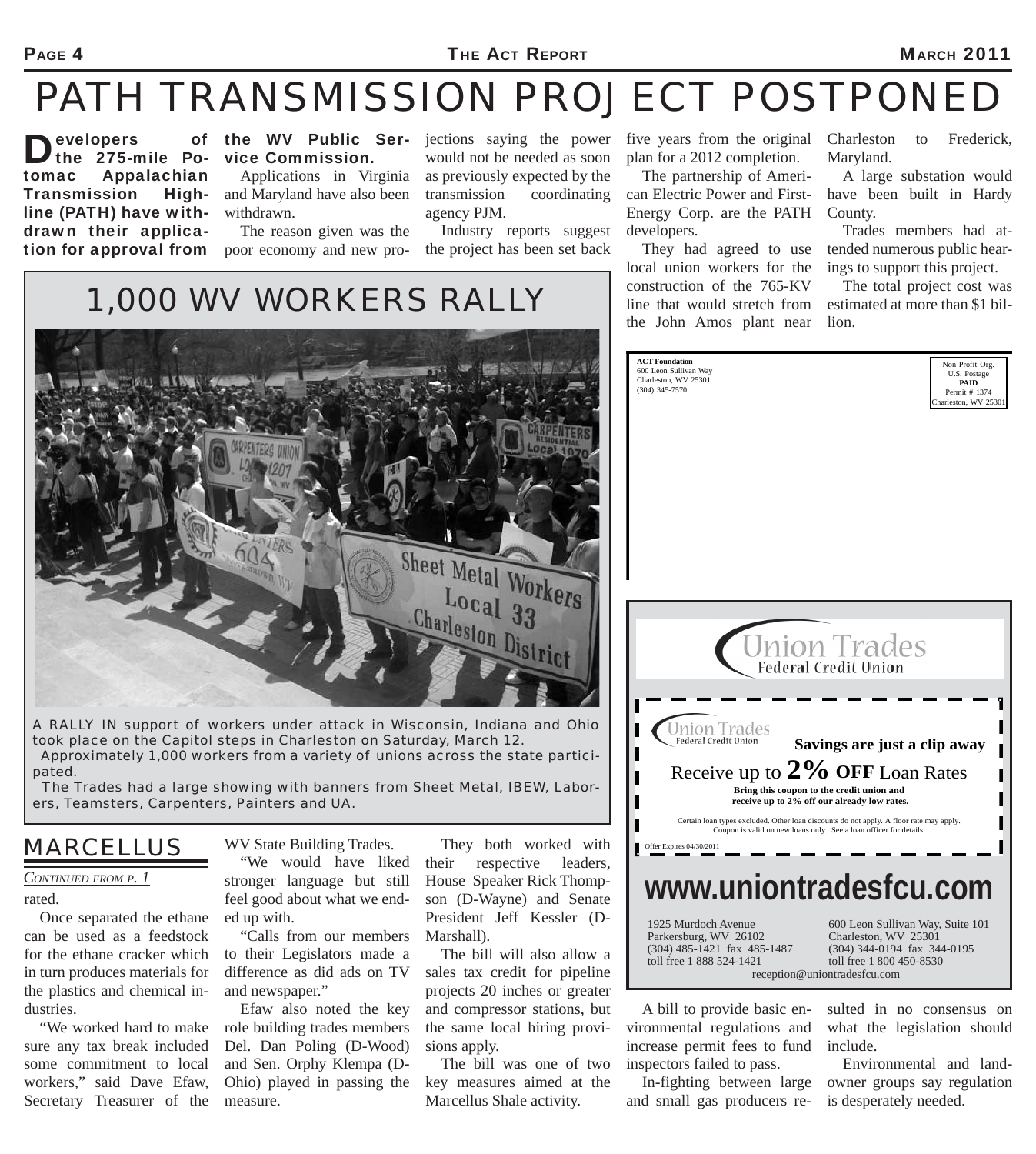# PATH TRANSMISSION PROJECT POSTPONED

**Developers of the 275-mile Potomac Appalachian Transmission Highline (PATH) have withdrawn their application for approval from the WV Public Service Commission.**

Applications in Virginia and Maryland have also been withdrawn.

The reason given was the poor economy and new projections saying the power would not be needed as soon as previously expected by the transmission coordinating agency PJM.

Industry reports suggest the project has been set back five years from the original plan for a 2012 completion.

The partnership of American Electric Power and FirstEnergy Corp. are the PATH developers.

They had agreed to use local union workers for the construction of the 765-KV line that would stretch from the John Amos plant near Charleston to Frederick, Maryland.

A large substation would have been built in Hardy County.

Trades members had attended numerous public hearings to support this project.

The total project cost was estimated at more than $1 billion.

## 1,000 WV WORKERS RALLY

A RALLY IN support of workers under attack in Wisconsin, Indiana and Ohio took place on the Capitol steps in Charleston on Saturday, March 12.

Approximately 1,000 workers from a variety of unions across the state participated.

The Trades had a large showing with banners from Sheet Metal, IBEW, Laborers, Teamsters, Carpenters, Painters and UA.

## MARCELLUS

*CONTINUED FROM P. 1*

rated.

Once separated the ethane can be used as a feedstock for the ethane cracker which in turn produces materials for the plastics and chemical industries.

"We worked hard to make sure any tax break included some commitment to local workers," said Dave Efaw, Secretary Treasurer of the WV State Building Trades.

"We would have liked stronger language but still feel good about what we ended up with.

"Calls from our members to their Legislators made a difference as did ads on TV and newspaper."

Efaw also noted the key role building trades members Del. Dan Poling (D-Wood) and Sen. Orphy Klempa (D-Ohio) played in passing the measure.

They both worked with their respective leaders, House Speaker Rick Thompson (D-Wayne) and Senate President Jeff Kessler (D-Marshall).

The bill will also allow a sales tax credit for pipeline projects 20 inches or greater and compressor stations, but the same local hiring provisions apply.

The bill was one of two key measures aimed at the Marcellus Shale activity.

A bill to provide basic environmental regulations and increase permit fees to fund inspectors failed to pass.

In-fighting between large and small gas producers resulted in no consensus on what the legislation should include.

Environmental and landowner groups say regulation is desperately needed.

**ACT Foundation**
600 Leon Sullivan Way
Charleston, WV 25301
(304) 345-7570

Non-Profit Org.
U.S. Postage
**PAID**
Permit # 1374
Charleston, WV 25301

Union Trades
Federal Credit Union

Union Trades
Federal Credit Union

**Savings are just a clip away**

Receive up to **2%** **OFF** Loan Rates

**Bring this coupon to the credit union and receive up to 2% off our already low rates.**

Certain loan types excluded. Other loan discounts do not apply. A floor rate may apply. Coupon is valid on new loans only. See a loan officer for details.

Offer Expires 04/30/2011

**www.uniontradesfcu.com**

1925 Murdoch Avenue
Parkersburg, WV 26102
(304) 485-1421 fax 485-1487
toll free 1 888 524-1421

600 Leon Sullivan Way, Suite 101
Charleston, WV 25301
(304) 344-0194 fax 344-0195
toll free 1 800 450-8530

reception@uniontradesfcu.com